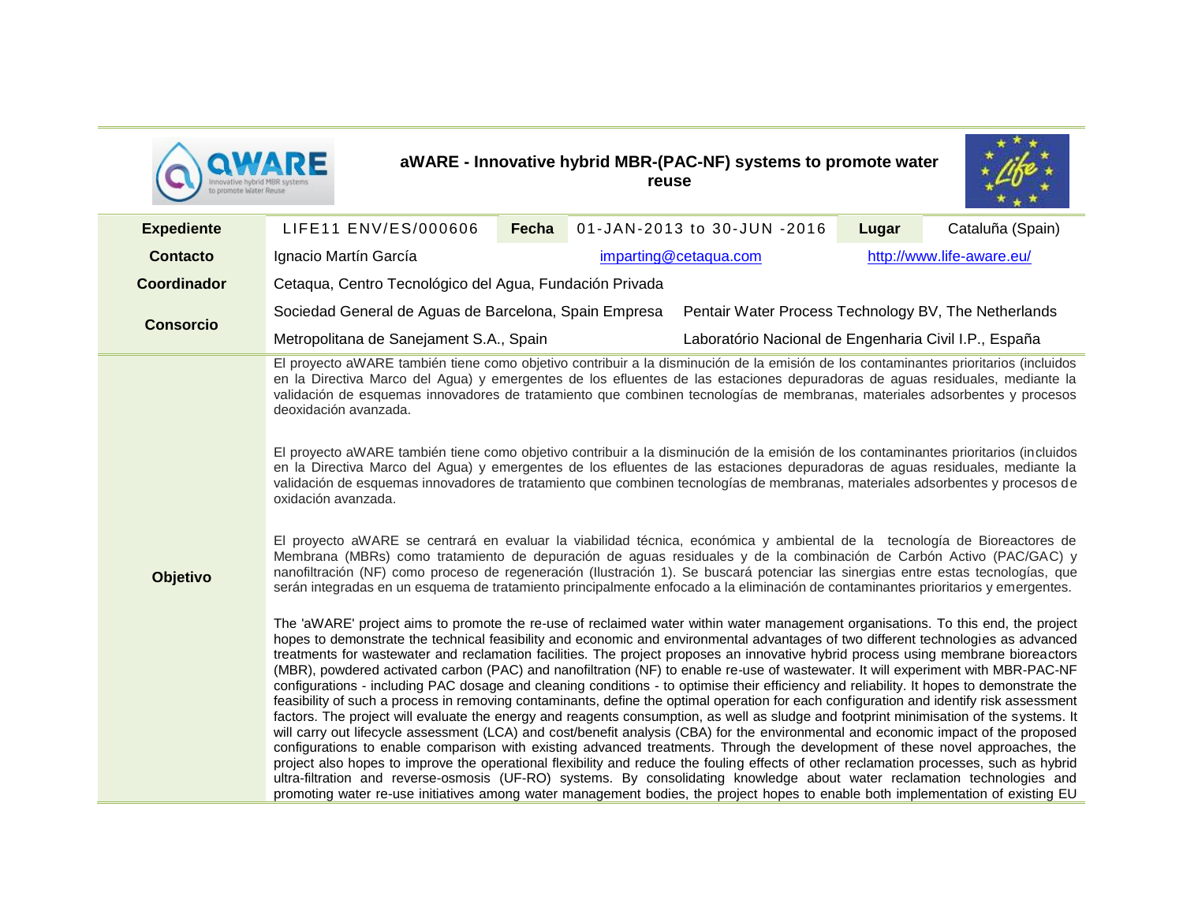# aWARE - Innovative hybrid MBR-(PAC-NF) systems to promote water reuse

| **Expediente** | LIFE11 ENV/ES/000606 | **Fecha** | 01-JAN-2013 to 30-JUN -2016 | **Lugar** | Cataluña (Spain) |
|---|---|---|---|---|---|
| **Contacto** | Ignacio Martín García | | imparting@cetaqua.com | | http://www.life-aware.eu/ |
| **Coordinador** | Cetaqua, Centro Tecnológico del Agua, Fundación Privada | | | | |
| **Consorcio** | Sociedad General de Aguas de Barcelona, Spain Empresa | | Pentair Water Process Technology BV, The Netherlands | | |
| | Metropolitana de Sanejament S.A., Spain | | Laboratório Nacional de Engenharia Civil I.P., España | | |

**Objetivo**

El proyecto aWARE también tiene como objetivo contribuir a la disminución de la emisión de los contaminantes prioritarios (incluidos en la Directiva Marco del Agua) y emergentes de los efluentes de las estaciones depuradoras de aguas residuales, mediante la validación de esquemas innovadores de tratamiento que combinen tecnologías de membranas, materiales adsorbentes y procesos deoxidación avanzada.

El proyecto aWARE también tiene como objetivo contribuir a la disminución de la emisión de los contaminantes prioritarios (incluidos en la Directiva Marco del Agua) y emergentes de los efluentes de las estaciones depuradoras de aguas residuales, mediante la validación de esquemas innovadores de tratamiento que combinen tecnologías de membranas, materiales adsorbentes y procesos de oxidación avanzada.

El proyecto aWARE se centrará en evaluar la viabilidad técnica, económica y ambiental de la tecnología de Bioreactores de Membrana (MBRs) como tratamiento de depuración de aguas residuales y de la combinación de Carbón Activo (PAC/GAC) y nanofiltración (NF) como proceso de regeneración (Ilustración 1). Se buscará potenciar las sinergias entre estas tecnologías, que serán integradas en un esquema de tratamiento principalmente enfocado a la eliminación de contaminantes prioritarios y emergentes.

The 'aWARE' project aims to promote the re-use of reclaimed water within water management organisations. To this end, the project hopes to demonstrate the technical feasibility and economic and environmental advantages of two different technologies as advanced treatments for wastewater and reclamation facilities. The project proposes an innovative hybrid process using membrane bioreactors (MBR), powdered activated carbon (PAC) and nanofiltration (NF) to enable re-use of wastewater. It will experiment with MBR-PAC-NF configurations - including PAC dosage and cleaning conditions - to optimise their efficiency and reliability. It hopes to demonstrate the feasibility of such a process in removing contaminants, define the optimal operation for each configuration and identify risk assessment factors. The project will evaluate the energy and reagents consumption, as well as sludge and footprint minimisation of the systems. It will carry out lifecycle assessment (LCA) and cost/benefit analysis (CBA) for the environmental and economic impact of the proposed configurations to enable comparison with existing advanced treatments. Through the development of these novel approaches, the project also hopes to improve the operational flexibility and reduce the fouling effects of other reclamation processes, such as hybrid ultra-filtration and reverse-osmosis (UF-RO) systems. By consolidating knowledge about water reclamation technologies and promoting water re-use initiatives among water management bodies, the project hopes to enable both implementation of existing EU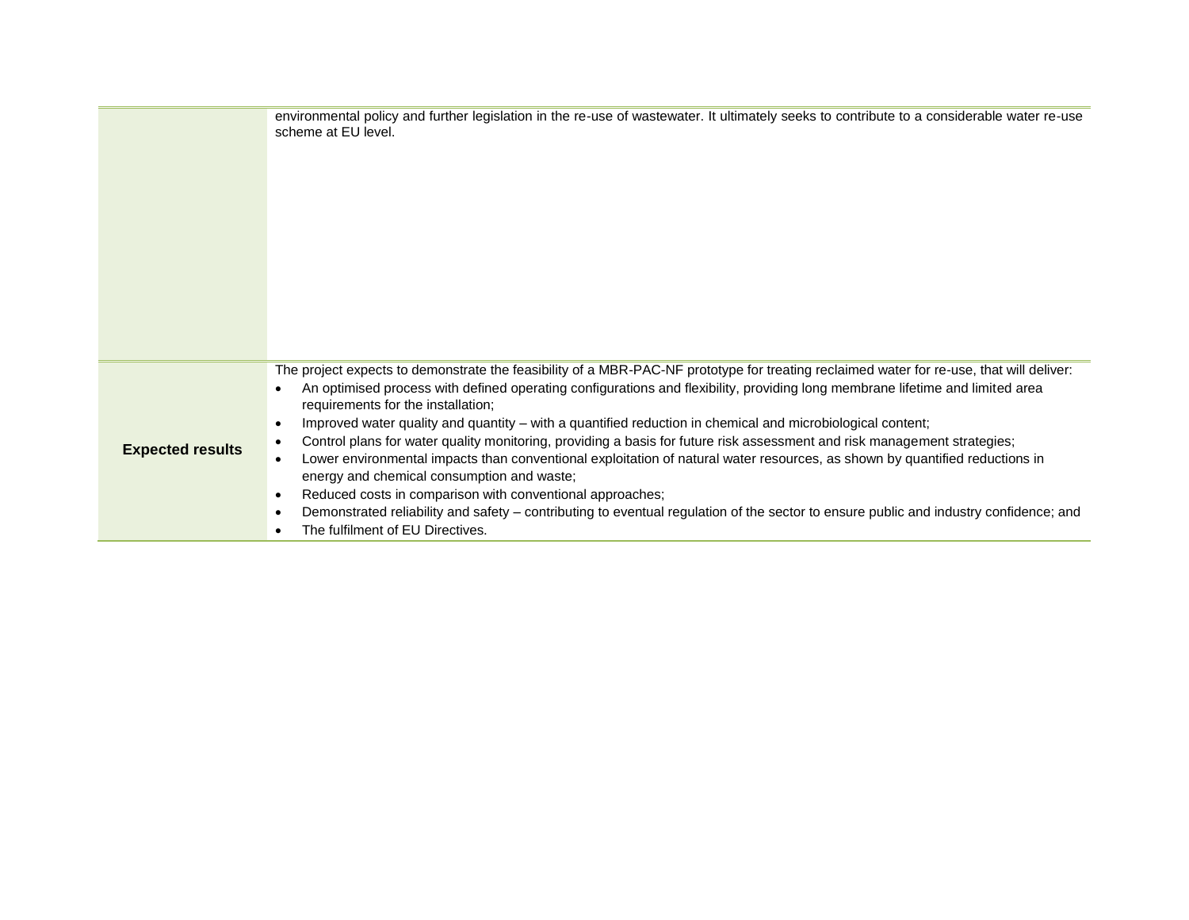| | |
|---|---|
| | environmental policy and further legislation in the re-use of wastewater. It ultimately seeks to contribute to a considerable water re-use scheme at EU level. |
| **Expected results** | The project expects to demonstrate the feasibility of a MBR-PAC-NF prototype for treating reclaimed water for re-use, that will deliver:<br>• An optimised process with defined operating configurations and flexibility, providing long membrane lifetime and limited area requirements for the installation;<br>• Improved water quality and quantity – with a quantified reduction in chemical and microbiological content;<br>• Control plans for water quality monitoring, providing a basis for future risk assessment and risk management strategies;<br>• Lower environmental impacts than conventional exploitation of natural water resources, as shown by quantified reductions in energy and chemical consumption and waste;<br>• Reduced costs in comparison with conventional approaches;<br>• Demonstrated reliability and safety – contributing to eventual regulation of the sector to ensure public and industry confidence; and<br>• The fulfilment of EU Directives. |